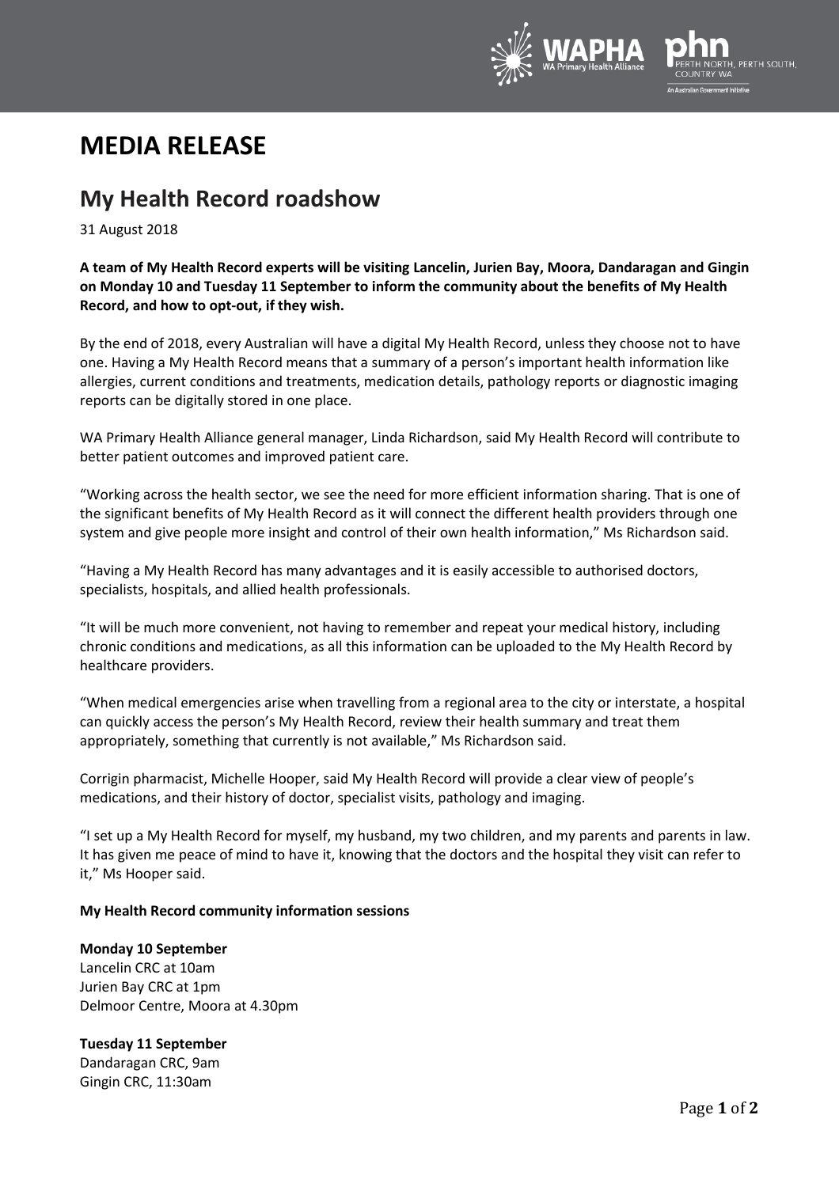# MEDIA RELEASE

## My Health Record roadshow

31 August 2018

**A team of My Health Record experts will be visiting Lancelin, Jurien Bay, Moora, Dandaragan and Gingin on Monday 10 and Tuesday 11 September to inform the community about the benefits of My Health Record, and how to opt-out, if they wish.**

By the end of 2018, every Australian will have a digital My Health Record, unless they choose not to have one. Having a My Health Record means that a summary of a person's important health information like allergies, current conditions and treatments, medication details, pathology reports or diagnostic imaging reports can be digitally stored in one place.

WA Primary Health Alliance general manager, Linda Richardson, said My Health Record will contribute to better patient outcomes and improved patient care.

"Working across the health sector, we see the need for more efficient information sharing. That is one of the significant benefits of My Health Record as it will connect the different health providers through one system and give people more insight and control of their own health information," Ms Richardson said.

"Having a My Health Record has many advantages and it is easily accessible to authorised doctors, specialists, hospitals, and allied health professionals.

"It will be much more convenient, not having to remember and repeat your medical history, including chronic conditions and medications, as all this information can be uploaded to the My Health Record by healthcare providers.

"When medical emergencies arise when travelling from a regional area to the city or interstate, a hospital can quickly access the person's My Health Record, review their health summary and treat them appropriately, something that currently is not available," Ms Richardson said.

Corrigin pharmacist, Michelle Hooper, said My Health Record will provide a clear view of people's medications, and their history of doctor, specialist visits, pathology and imaging.

"I set up a My Health Record for myself, my husband, my two children, and my parents and parents in law. It has given me peace of mind to have it, knowing that the doctors and the hospital they visit can refer to it," Ms Hooper said.

**My Health Record community information sessions**

**Monday 10 September**
Lancelin CRC at 10am
Jurien Bay CRC at 1pm
Delmoor Centre, Moora at 4.30pm

**Tuesday 11 September**
Dandaragan CRC, 9am
Gingin CRC, 11:30am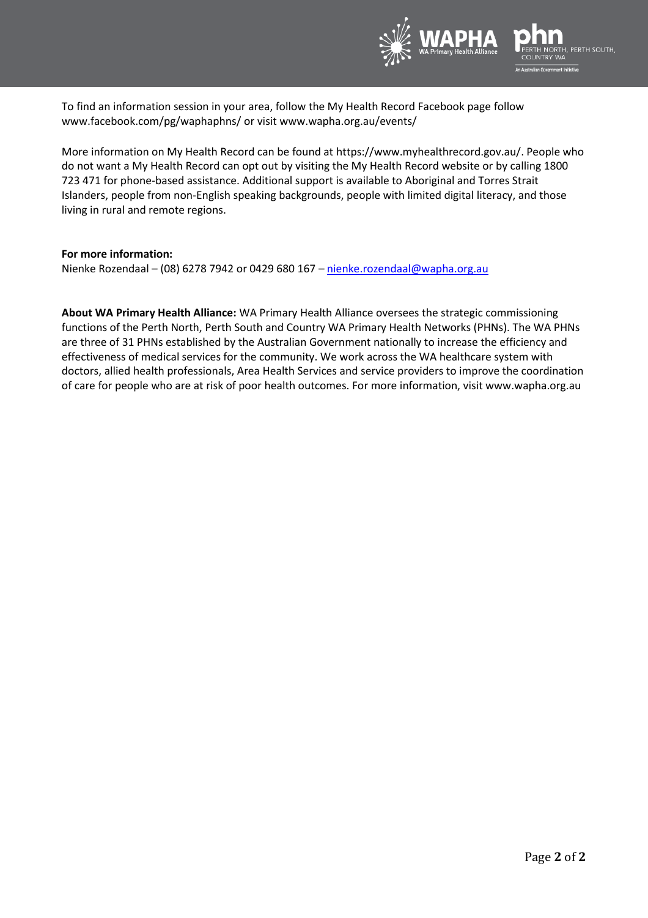To find an information session in your area, follow the My Health Record Facebook page follow www.facebook.com/pg/waphaphns/ or visit www.wapha.org.au/events/

More information on My Health Record can be found at https://www.myhealthrecord.gov.au/. People who do not want a My Health Record can opt out by visiting the My Health Record website or by calling 1800 723 471 for phone-based assistance. Additional support is available to Aboriginal and Torres Strait Islanders, people from non-English speaking backgrounds, people with limited digital literacy, and those living in rural and remote regions.

**For more information:**
Nienke Rozendaal – (08) 6278 7942 or 0429 680 167 – nienke.rozendaal@wapha.org.au

**About WA Primary Health Alliance:** WA Primary Health Alliance oversees the strategic commissioning functions of the Perth North, Perth South and Country WA Primary Health Networks (PHNs). The WA PHNs are three of 31 PHNs established by the Australian Government nationally to increase the efficiency and effectiveness of medical services for the community. We work across the WA healthcare system with doctors, allied health professionals, Area Health Services and service providers to improve the coordination of care for people who are at risk of poor health outcomes. For more information, visit www.wapha.org.au